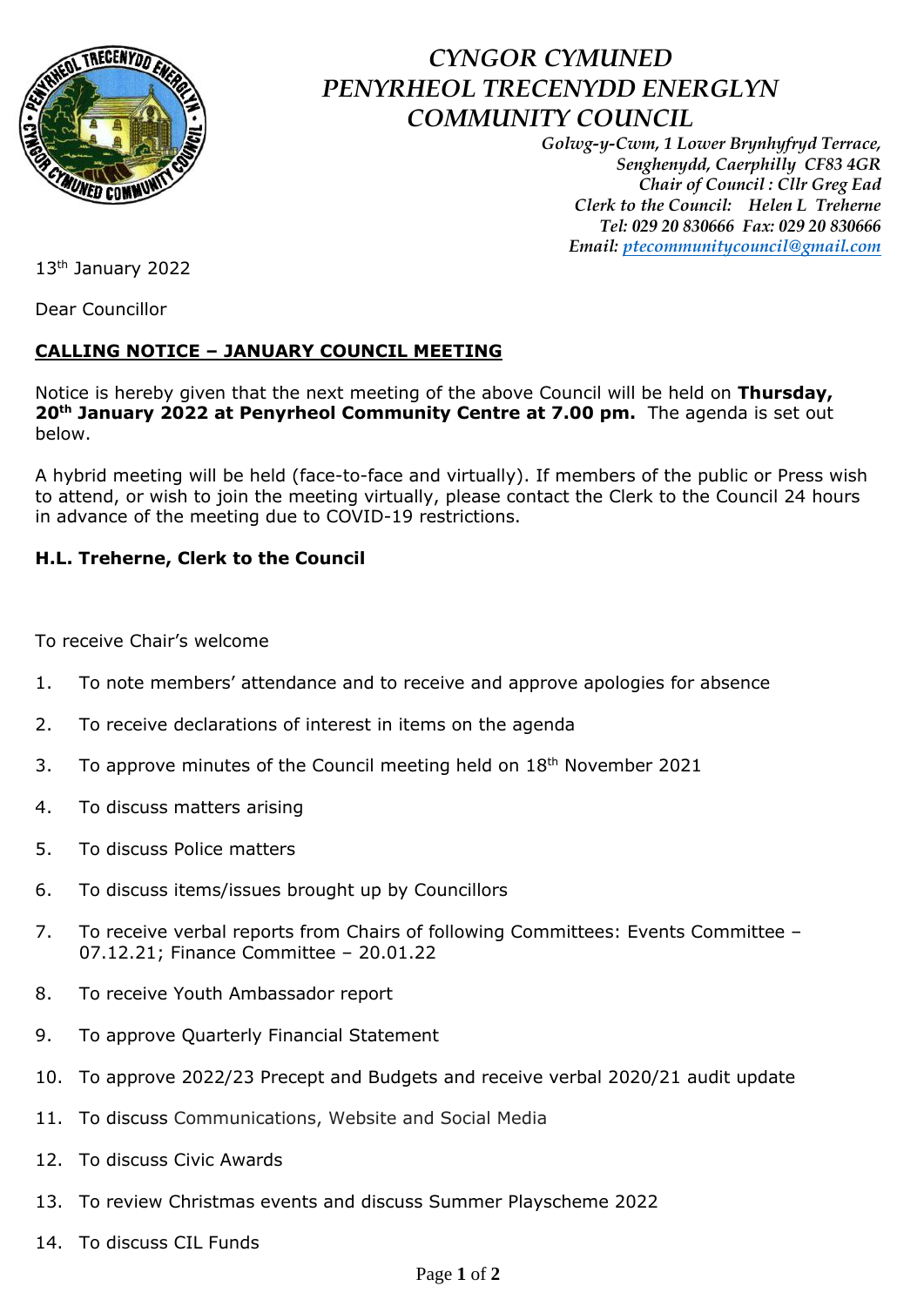# *CYNGOR CYMUNED PENYRHEOL TRECENYDD ENERGLYN COMMUNITY COUNCIL*

*Golwg-y-Cwm, 1 Lower Brynhyfryd Terrace,*
*Senghenydd, Caerphilly CF83 4GR*
*Chair of Council : Cllr Greg Ead*
*Clerk to the Council: Helen L Treherne*
*Tel: 029 20 830666 Fax: 029 20 830666*
*Email: ptecommunitycouncil@gmail.com*

13th January 2022

Dear Councillor

**CALLING NOTICE – JANUARY COUNCIL MEETING**

Notice is hereby given that the next meeting of the above Council will be held on **Thursday, 20th January 2022 at Penyrheol Community Centre at 7.00 pm.** The agenda is set out below.

A hybrid meeting will be held (face-to-face and virtually). If members of the public or Press wish to attend, or wish to join the meeting virtually, please contact the Clerk to the Council 24 hours in advance of the meeting due to COVID-19 restrictions.

**H.L. Treherne, Clerk to the Council**

To receive Chair's welcome

1. To note members' attendance and to receive and approve apologies for absence
2. To receive declarations of interest in items on the agenda
3. To approve minutes of the Council meeting held on 18th November 2021
4. To discuss matters arising
5. To discuss Police matters
6. To discuss items/issues brought up by Councillors
7. To receive verbal reports from Chairs of following Committees: Events Committee – 07.12.21; Finance Committee – 20.01.22
8. To receive Youth Ambassador report
9. To approve Quarterly Financial Statement
10. To approve 2022/23 Precept and Budgets and receive verbal 2020/21 audit update
11. To discuss Communications, Website and Social Media
12. To discuss Civic Awards
13. To review Christmas events and discuss Summer Playscheme 2022
14. To discuss CIL Funds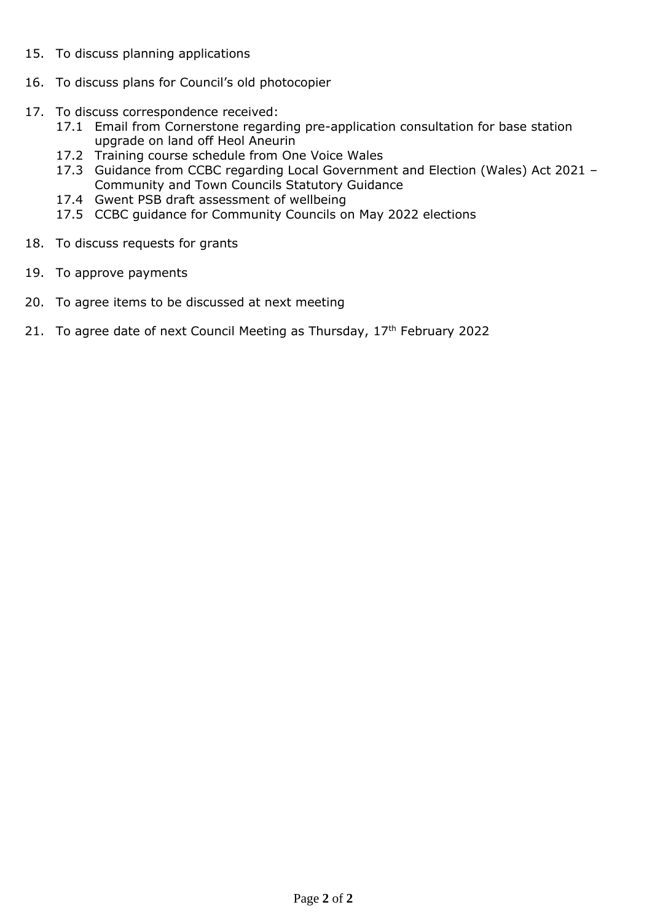15. To discuss planning applications

16. To discuss plans for Council's old photocopier

17. To discuss correspondence received:
    - 17.1 Email from Cornerstone regarding pre-application consultation for base station upgrade on land off Heol Aneurin
    - 17.2 Training course schedule from One Voice Wales
    - 17.3 Guidance from CCBC regarding Local Government and Election (Wales) Act 2021 – Community and Town Councils Statutory Guidance
    - 17.4 Gwent PSB draft assessment of wellbeing
    - 17.5 CCBC guidance for Community Councils on May 2022 elections

18. To discuss requests for grants

19. To approve payments

20. To agree items to be discussed at next meeting

21. To agree date of next Council Meeting as Thursday, 17th February 2022